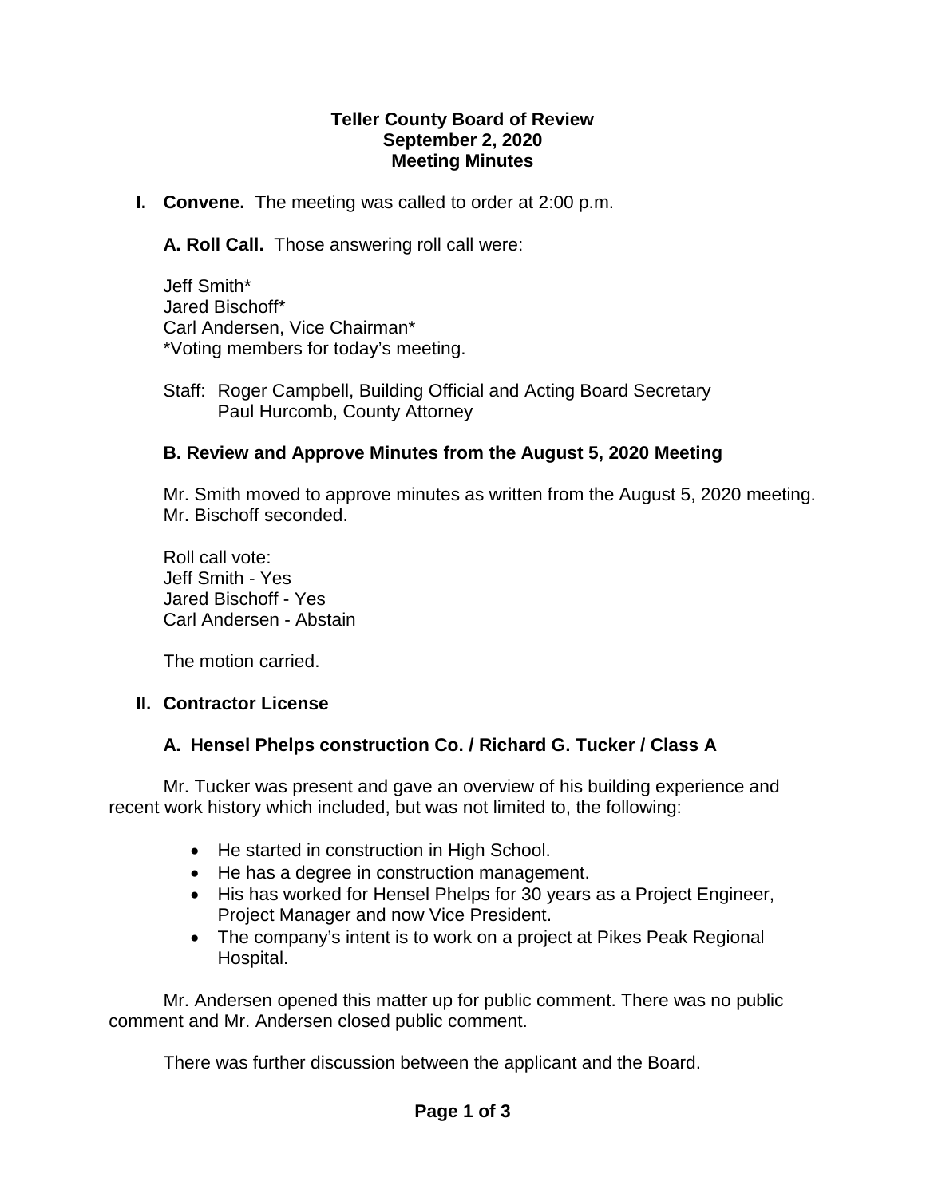# Teller County Board of Review
## September 2, 2020
## Meeting Minutes

**I. Convene.** The meeting was called to order at 2:00 p.m.

**A. Roll Call.** Those answering roll call were:

Jeff Smith*
Jared Bischoff*
Carl Andersen, Vice Chairman*
*Voting members for today's meeting.

Staff: Roger Campbell, Building Official and Acting Board Secretary
Paul Hurcomb, County Attorney

### B. Review and Approve Minutes from the August 5, 2020 Meeting

Mr. Smith moved to approve minutes as written from the August 5, 2020 meeting. Mr. Bischoff seconded.

Roll call vote:
Jeff Smith - Yes
Jared Bischoff - Yes
Carl Andersen - Abstain

The motion carried.

## II. Contractor License

### A. Hensel Phelps construction Co. / Richard G. Tucker / Class A

Mr. Tucker was present and gave an overview of his building experience and recent work history which included, but was not limited to, the following:

- He started in construction in High School.
- He has a degree in construction management.
- His has worked for Hensel Phelps for 30 years as a Project Engineer, Project Manager and now Vice President.
- The company's intent is to work on a project at Pikes Peak Regional Hospital.

Mr. Andersen opened this matter up for public comment. There was no public comment and Mr. Andersen closed public comment.

There was further discussion between the applicant and the Board.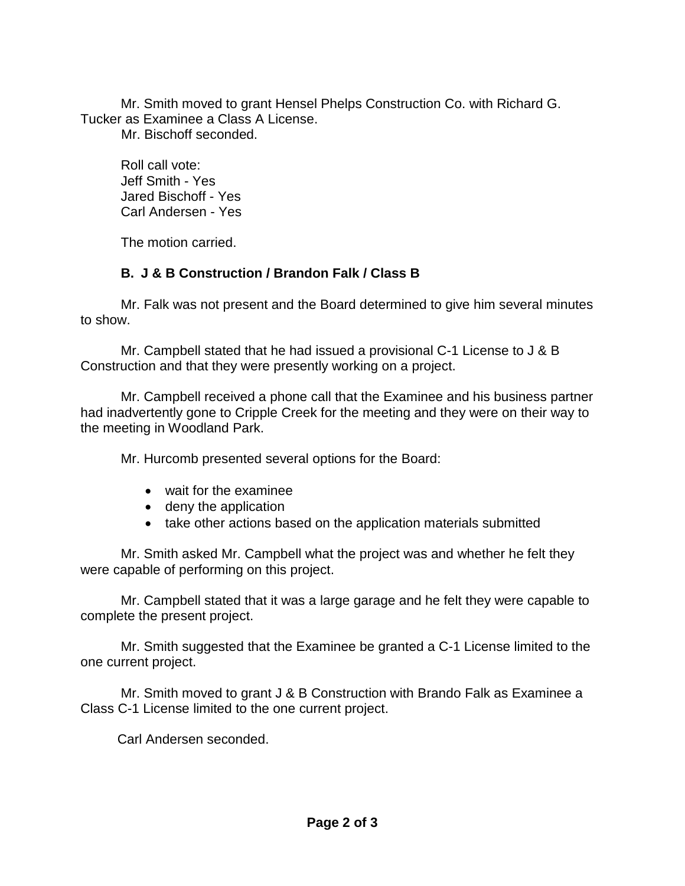Mr. Smith moved to grant Hensel Phelps Construction Co. with Richard G. Tucker as Examinee a Class A License.

Mr. Bischoff seconded.

Roll call vote:
Jeff Smith - Yes
Jared Bischoff - Yes
Carl Andersen - Yes

The motion carried.

**B. J & B Construction / Brandon Falk / Class B**

Mr. Falk was not present and the Board determined to give him several minutes to show.

Mr. Campbell stated that he had issued a provisional C-1 License to J & B Construction and that they were presently working on a project.

Mr. Campbell received a phone call that the Examinee and his business partner had inadvertently gone to Cripple Creek for the meeting and they were on their way to the meeting in Woodland Park.

Mr. Hurcomb presented several options for the Board:

- wait for the examinee
- deny the application
- take other actions based on the application materials submitted

Mr. Smith asked Mr. Campbell what the project was and whether he felt they were capable of performing on this project.

Mr. Campbell stated that it was a large garage and he felt they were capable to complete the present project.

Mr. Smith suggested that the Examinee be granted a C-1 License limited to the one current project.

Mr. Smith moved to grant J & B Construction with Brando Falk as Examinee a Class C-1 License limited to the one current project.

Carl Andersen seconded.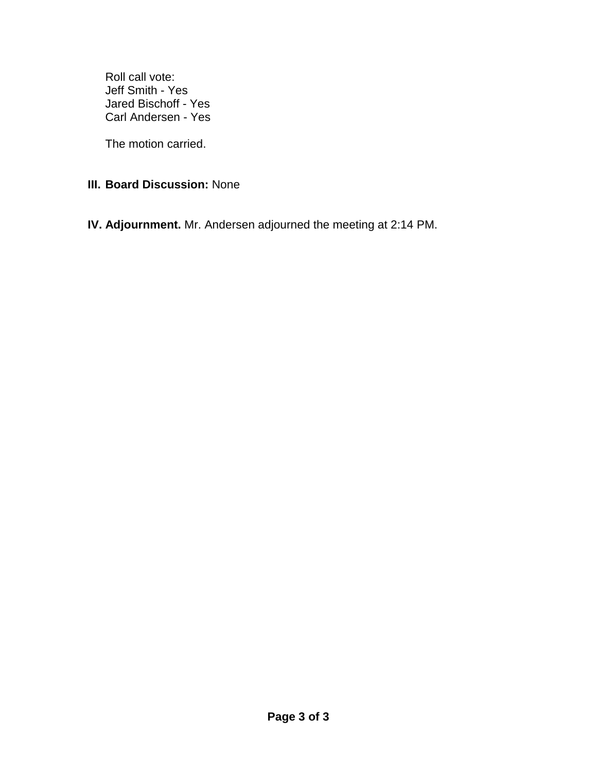Roll call vote:
Jeff Smith - Yes
Jared Bischoff - Yes
Carl Andersen - Yes

The motion carried.

**III. Board Discussion:** None

**IV. Adjournment.** Mr. Andersen adjourned the meeting at 2:14 PM.